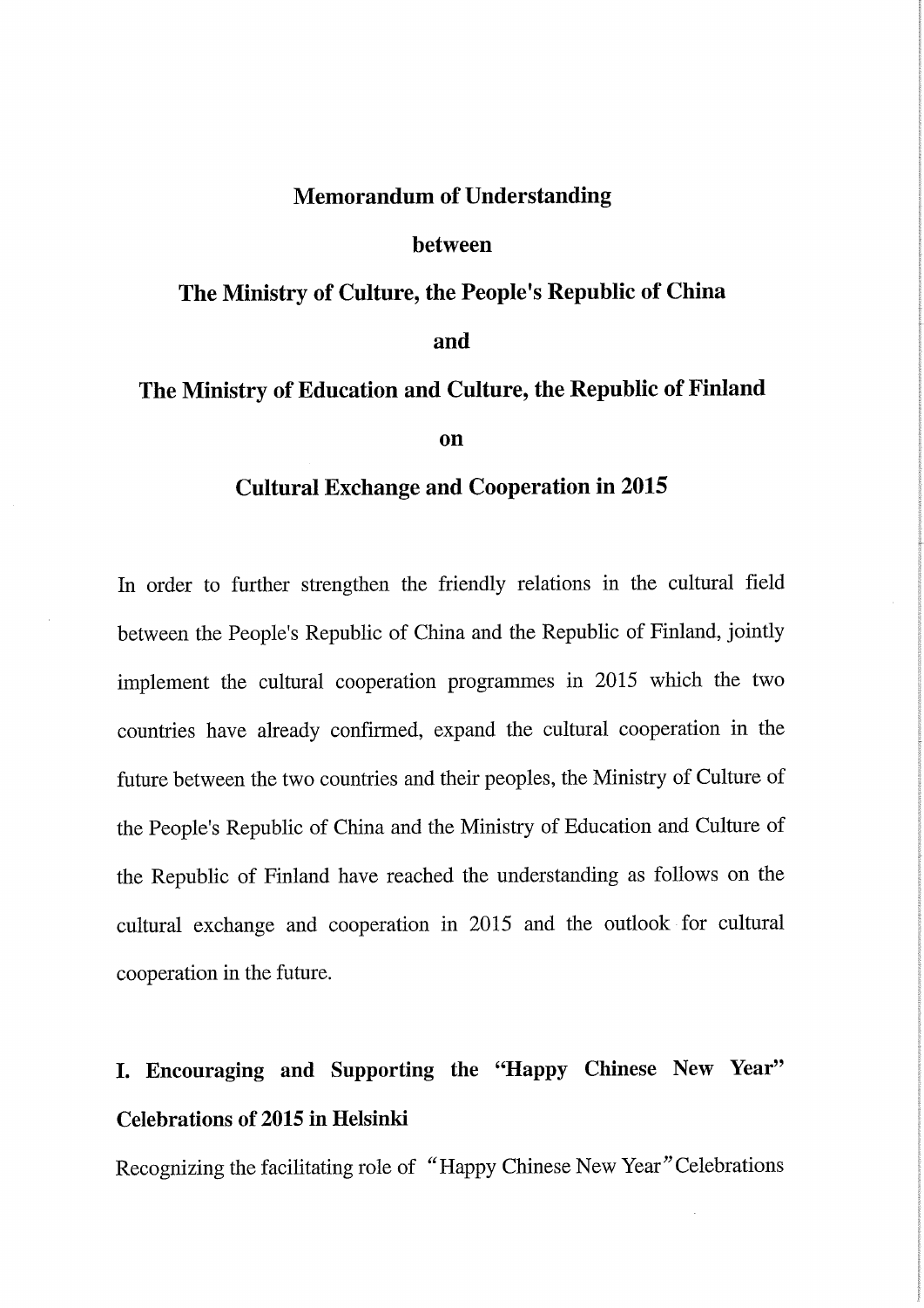# Memorandum of Understanding

**between**

**The Ministry of Culture, the People's Republic of China**

**and**

**The Ministry of Education and Culture, the Republic of Finland**

**on**

**Cultural Exchange and Cooperation in 2015**

In order to further strengthen the friendly relations in the cultural field between the People's Republic of China and the Republic of Finland, jointly implement the cultural cooperation programmes in 2015 which the two countries have already confirmed, expand the cultural cooperation in the future between the two countries and their peoples, the Ministry of Culture of the People's Republic of China and the Ministry of Education and Culture of the Republic of Finland have reached the understanding as follows on the cultural exchange and cooperation in 2015 and the outlook for cultural cooperation in the future.

## I. Encouraging and Supporting the "Happy Chinese New Year" Celebrations of 2015 in Helsinki

Recognizing the facilitating role of "Happy Chinese New Year" Celebrations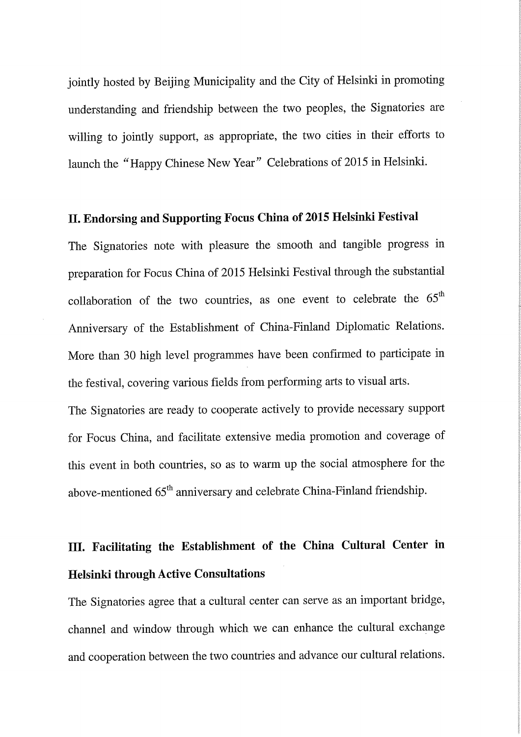jointly hosted by Beijing Municipality and the City of Helsinki in promoting understanding and friendship between the two peoples, the Signatories are willing to jointly support, as appropriate, the two cities in their efforts to launch the "Happy Chinese New Year" Celebrations of 2015 in Helsinki.

**II. Endorsing and Supporting Focus China of 2015 Helsinki Festival**

The Signatories note with pleasure the smooth and tangible progress in preparation for Focus China of 2015 Helsinki Festival through the substantial collaboration of the two countries, as one event to celebrate the 65th Anniversary of the Establishment of China-Finland Diplomatic Relations. More than 30 high level programmes have been confirmed to participate in the festival, covering various fields from performing arts to visual arts.

The Signatories are ready to cooperate actively to provide necessary support for Focus China, and facilitate extensive media promotion and coverage of this event in both countries, so as to warm up the social atmosphere for the above-mentioned 65th anniversary and celebrate China-Finland friendship.

**III. Facilitating the Establishment of the China Cultural Center in Helsinki through Active Consultations**

The Signatories agree that a cultural center can serve as an important bridge, channel and window through which we can enhance the cultural exchange and cooperation between the two countries and advance our cultural relations.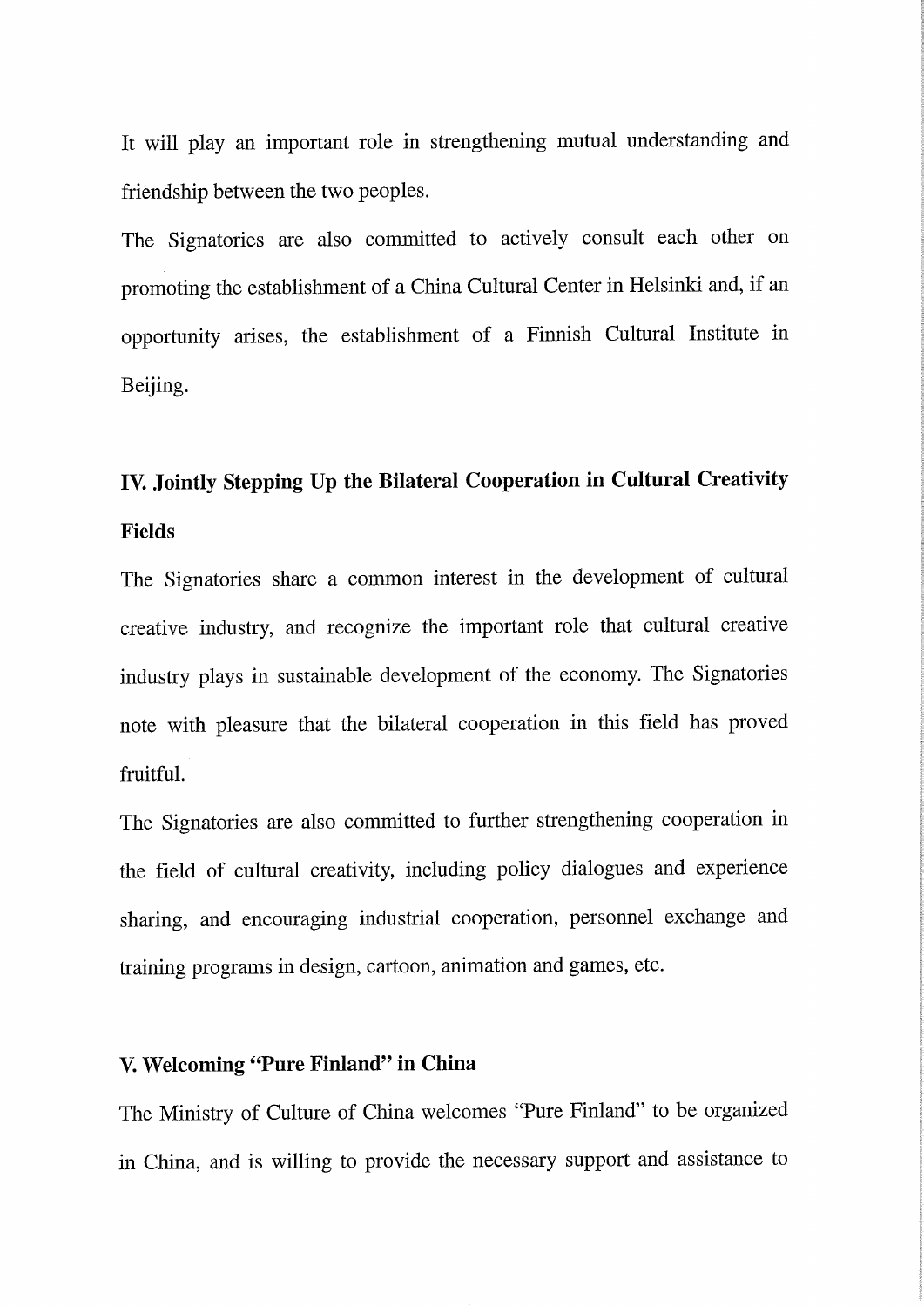It will play an important role in strengthening mutual understanding and friendship between the two peoples.

The Signatories are also committed to actively consult each other on promoting the establishment of a China Cultural Center in Helsinki and, if an opportunity arises, the establishment of a Finnish Cultural Institute in Beijing.

## IV. Jointly Stepping Up the Bilateral Cooperation in Cultural Creativity Fields

The Signatories share a common interest in the development of cultural creative industry, and recognize the important role that cultural creative industry plays in sustainable development of the economy. The Signatories note with pleasure that the bilateral cooperation in this field has proved fruitful.

The Signatories are also committed to further strengthening cooperation in the field of cultural creativity, including policy dialogues and experience sharing, and encouraging industrial cooperation, personnel exchange and training programs in design, cartoon, animation and games, etc.

## V. Welcoming "Pure Finland" in China

The Ministry of Culture of China welcomes "Pure Finland" to be organized in China, and is willing to provide the necessary support and assistance to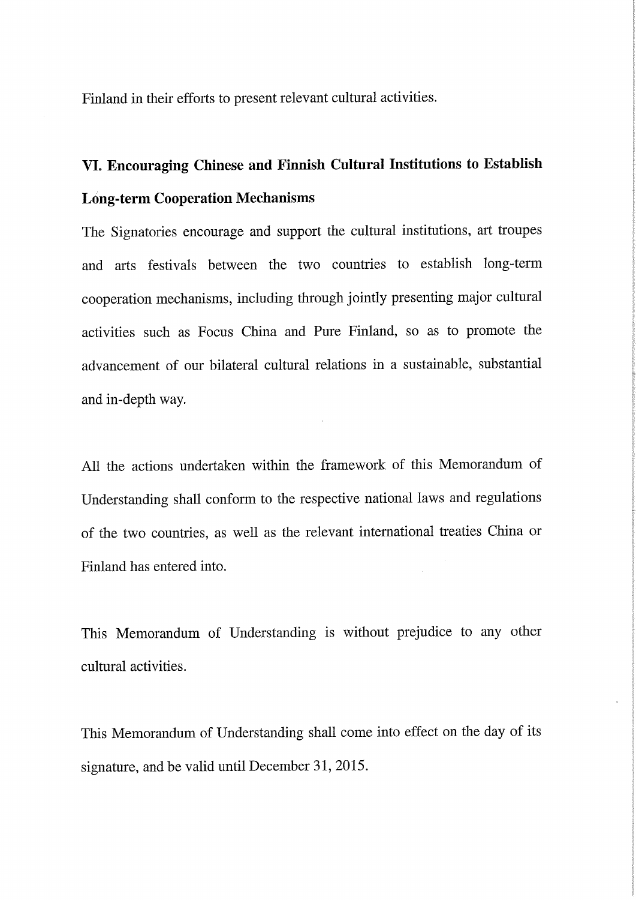Finland in their efforts to present relevant cultural activities.

## VI. Encouraging Chinese and Finnish Cultural Institutions to Establish Long-term Cooperation Mechanisms

The Signatories encourage and support the cultural institutions, art troupes and arts festivals between the two countries to establish long-term cooperation mechanisms, including through jointly presenting major cultural activities such as Focus China and Pure Finland, so as to promote the advancement of our bilateral cultural relations in a sustainable, substantial and in-depth way.

All the actions undertaken within the framework of this Memorandum of Understanding shall conform to the respective national laws and regulations of the two countries, as well as the relevant international treaties China or Finland has entered into.

This Memorandum of Understanding is without prejudice to any other cultural activities.

This Memorandum of Understanding shall come into effect on the day of its signature, and be valid until December 31, 2015.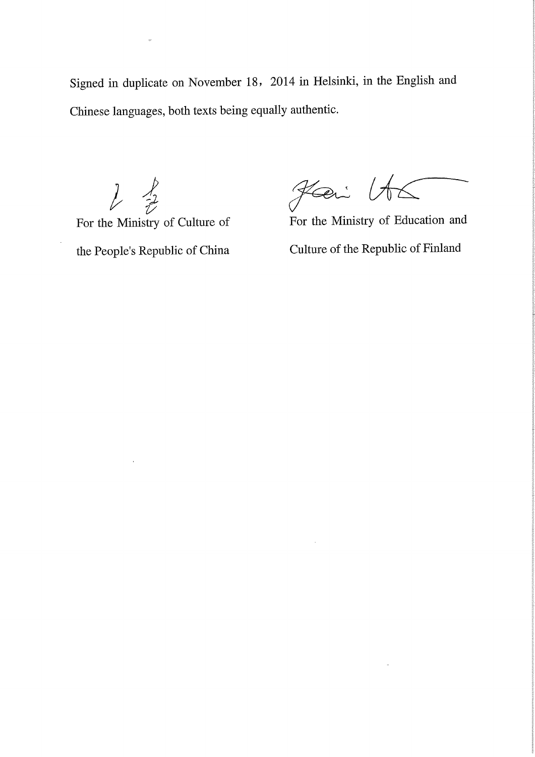Signed in duplicate on November 18，2014 in Helsinki, in the English and Chinese languages, both texts being equally authentic.

For the Ministry of Culture of the People's Republic of China

For the Ministry of Education and Culture of the Republic of Finland